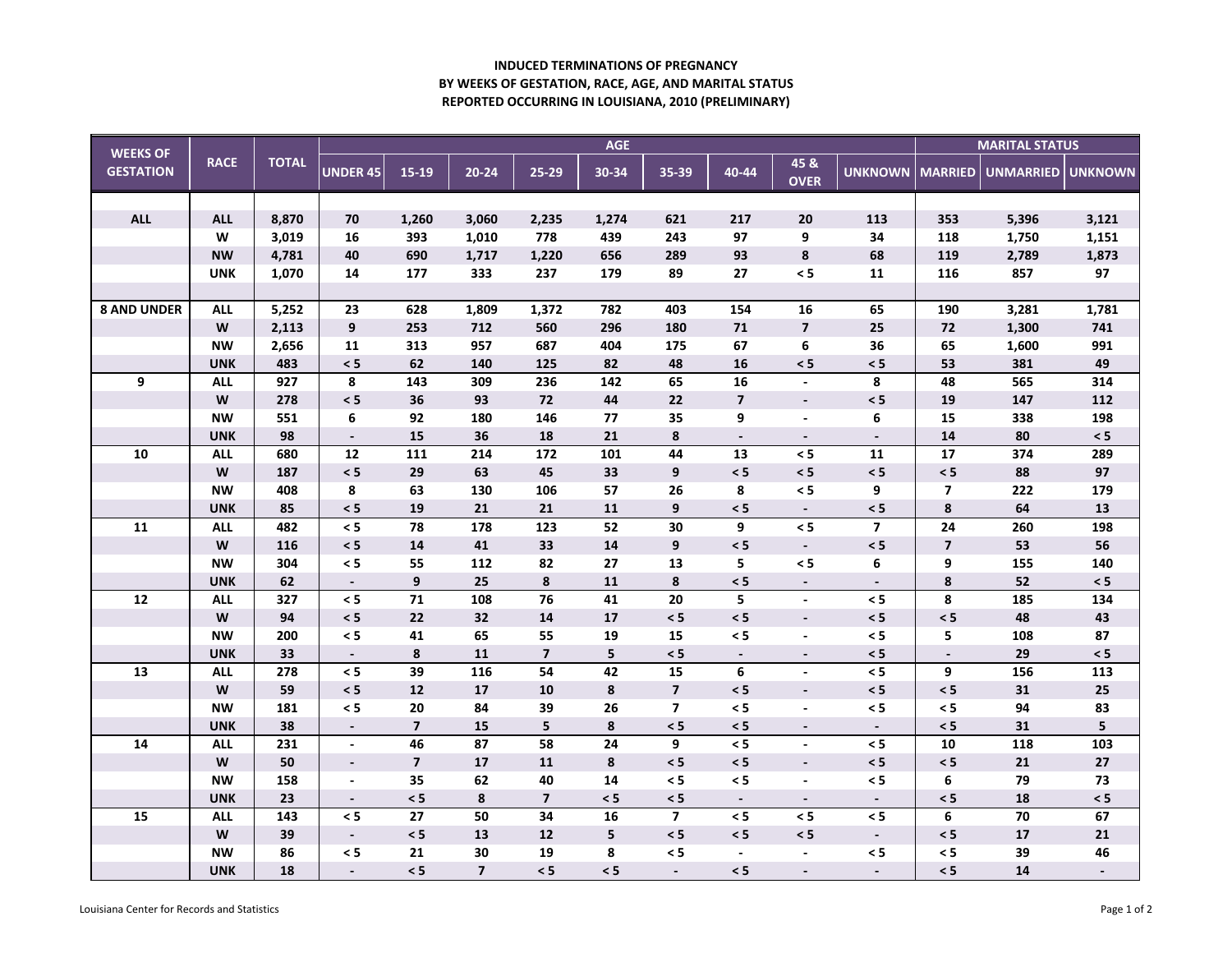**INDUCED TERMINATIONS OF PREGNANCY**
**BY WEEKS OF GESTATION, RACE, AGE, AND MARITAL STATUS**
**REPORTED OCCURRING IN LOUISIANA, 2010 (PRELIMINARY)**

| WEEKS OF GESTATION | RACE | TOTAL | AGE | | | | | | | | | MARITAL STATUS | | |
|---|---|---|---|---|---|---|---|---|---|---|---|---|---|---|
| | | | UNDER 45 | 15-19 | 20-24 | 25-29 | 30-34 | 35-39 | 40-44 | 45 & OVER | UNKNOWN | MARRIED | UNMARRIED | UNKNOWN |
| ALL | ALL | 8,870 | 70 | 1,260 | 3,060 | 2,235 | 1,274 | 621 | 217 | 20 | 113 | 353 | 5,396 | 3,121 |
| | W | 3,019 | 16 | 393 | 1,010 | 778 | 439 | 243 | 97 | 9 | 34 | 118 | 1,750 | 1,151 |
| | NW | 4,781 | 40 | 690 | 1,717 | 1,220 | 656 | 289 | 93 | 8 | 68 | 119 | 2,789 | 1,873 |
| | UNK | 1,070 | 14 | 177 | 333 | 237 | 179 | 89 | 27 | < 5 | 11 | 116 | 857 | 97 |
| 8 AND UNDER | ALL | 5,252 | 23 | 628 | 1,809 | 1,372 | 782 | 403 | 154 | 16 | 65 | 190 | 3,281 | 1,781 |
| | W | 2,113 | 9 | 253 | 712 | 560 | 296 | 180 | 71 | 7 | 25 | 72 | 1,300 | 741 |
| | NW | 2,656 | 11 | 313 | 957 | 687 | 404 | 175 | 67 | 6 | 36 | 65 | 1,600 | 991 |
| | UNK | 483 | < 5 | 62 | 140 | 125 | 82 | 48 | 16 | < 5 | < 5 | 53 | 381 | 49 |
| 9 | ALL | 927 | 8 | 143 | 309 | 236 | 142 | 65 | 16 | - | 8 | 48 | 565 | 314 |
| | W | 278 | < 5 | 36 | 93 | 72 | 44 | 22 | 7 | - | < 5 | 19 | 147 | 112 |
| | NW | 551 | 6 | 92 | 180 | 146 | 77 | 35 | 9 | - | 6 | 15 | 338 | 198 |
| | UNK | 98 | - | 15 | 36 | 18 | 21 | 8 | - | - | - | 14 | 80 | < 5 |
| 10 | ALL | 680 | 12 | 111 | 214 | 172 | 101 | 44 | 13 | < 5 | 11 | 17 | 374 | 289 |
| | W | 187 | < 5 | 29 | 63 | 45 | 33 | 9 | < 5 | < 5 | < 5 | < 5 | 88 | 97 |
| | NW | 408 | 8 | 63 | 130 | 106 | 57 | 26 | 8 | < 5 | 9 | 7 | 222 | 179 |
| | UNK | 85 | < 5 | 19 | 21 | 21 | 11 | 9 | < 5 | - | < 5 | 8 | 64 | 13 |
| 11 | ALL | 482 | < 5 | 78 | 178 | 123 | 52 | 30 | 9 | < 5 | 7 | 24 | 260 | 198 |
| | W | 116 | < 5 | 14 | 41 | 33 | 14 | 9 | < 5 | - | < 5 | 7 | 53 | 56 |
| | NW | 304 | < 5 | 55 | 112 | 82 | 27 | 13 | 5 | < 5 | 6 | 9 | 155 | 140 |
| | UNK | 62 | - | 9 | 25 | 8 | 11 | 8 | < 5 | - | - | 8 | 52 | < 5 |
| 12 | ALL | 327 | < 5 | 71 | 108 | 76 | 41 | 20 | 5 | - | < 5 | 8 | 185 | 134 |
| | W | 94 | < 5 | 22 | 32 | 14 | 17 | < 5 | < 5 | - | < 5 | < 5 | 48 | 43 |
| | NW | 200 | < 5 | 41 | 65 | 55 | 19 | 15 | < 5 | - | < 5 | 5 | 108 | 87 |
| | UNK | 33 | - | 8 | 11 | 7 | 5 | < 5 | - | - | < 5 | - | 29 | < 5 |
| 13 | ALL | 278 | < 5 | 39 | 116 | 54 | 42 | 15 | 6 | - | < 5 | 9 | 156 | 113 |
| | W | 59 | < 5 | 12 | 17 | 10 | 8 | 7 | < 5 | - | < 5 | < 5 | 31 | 25 |
| | NW | 181 | < 5 | 20 | 84 | 39 | 26 | 7 | < 5 | - | < 5 | < 5 | 94 | 83 |
| | UNK | 38 | - | 7 | 15 | 5 | 8 | < 5 | < 5 | - | - | < 5 | 31 | 5 |
| 14 | ALL | 231 | - | 46 | 87 | 58 | 24 | 9 | < 5 | - | < 5 | 10 | 118 | 103 |
| | W | 50 | - | 7 | 17 | 11 | 8 | < 5 | < 5 | - | < 5 | < 5 | 21 | 27 |
| | NW | 158 | - | 35 | 62 | 40 | 14 | < 5 | < 5 | - | < 5 | 6 | 79 | 73 |
| | UNK | 23 | - | < 5 | 8 | 7 | < 5 | < 5 | - | - | - | < 5 | 18 | < 5 |
| 15 | ALL | 143 | < 5 | 27 | 50 | 34 | 16 | 7 | < 5 | < 5 | < 5 | 6 | 70 | 67 |
| | W | 39 | - | < 5 | 13 | 12 | 5 | < 5 | < 5 | < 5 | - | < 5 | 17 | 21 |
| | NW | 86 | < 5 | 21 | 30 | 19 | 8 | < 5 | - | - | < 5 | < 5 | 39 | 46 |
| | UNK | 18 | - | < 5 | 7 | < 5 | < 5 | - | < 5 | - | - | < 5 | 14 | - |

Louisiana Center for Records and Statistics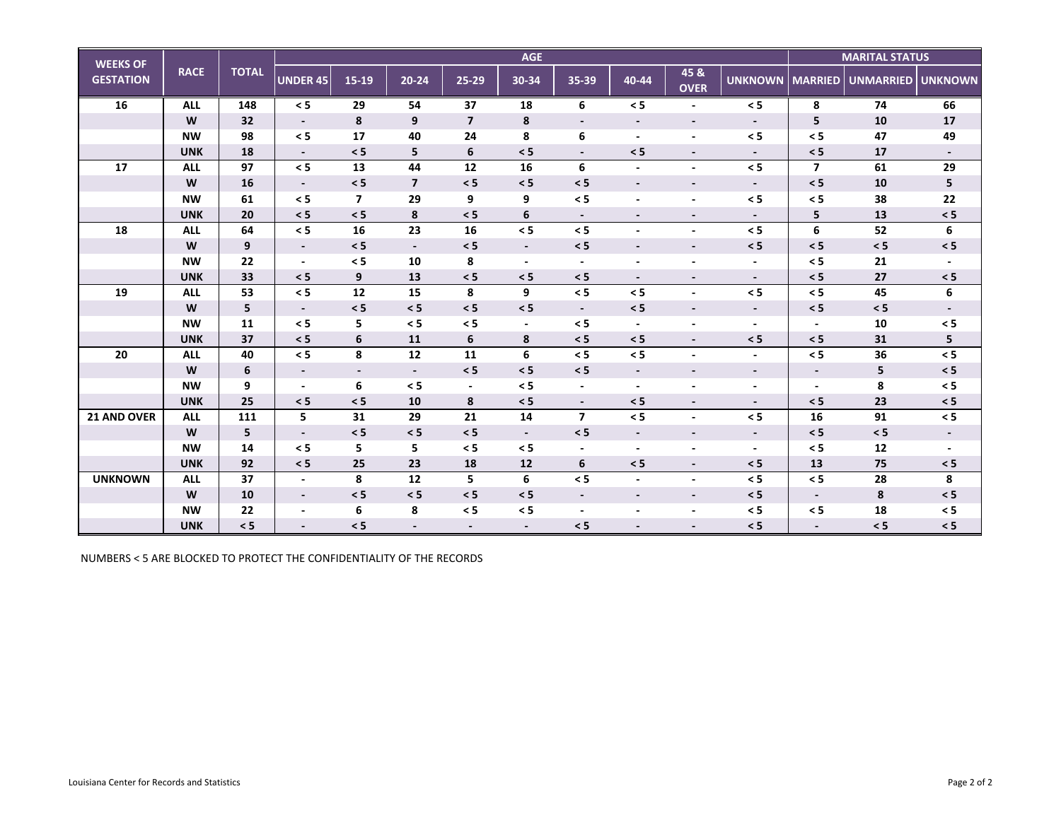| WEEKS OF GESTATION | RACE | TOTAL | AGE | | | | | | | | | MARITAL STATUS | | |
|---|---|---|---|---|---|---|---|---|---|---|---|---|---|---|
| | | | UNDER 45 | 15-19 | 20-24 | 25-29 | 30-34 | 35-39 | 40-44 | 45 & OVER | UNKNOWN | MARRIED | UNMARRIED | UNKNOWN |
| 16 | ALL | 148 | < 5 | 29 | 54 | 37 | 18 | 6 | < 5 | - | < 5 | 8 | 74 | 66 |
| | W | 32 | - | 8 | 9 | 7 | 8 | - | - | - | - | 5 | 10 | 17 |
| | NW | 98 | < 5 | 17 | 40 | 24 | 8 | 6 | - | - | < 5 | < 5 | 47 | 49 |
| | UNK | 18 | - | < 5 | 5 | 6 | < 5 | - | < 5 | - | - | < 5 | 17 | - |
| 17 | ALL | 97 | < 5 | 13 | 44 | 12 | 16 | 6 | - | - | < 5 | 7 | 61 | 29 |
| | W | 16 | - | < 5 | 7 | < 5 | < 5 | < 5 | - | - | - | < 5 | 10 | 5 |
| | NW | 61 | < 5 | 7 | 29 | 9 | 9 | < 5 | - | - | < 5 | < 5 | 38 | 22 |
| | UNK | 20 | < 5 | < 5 | 8 | < 5 | 6 | - | - | - | - | 5 | 13 | < 5 |
| 18 | ALL | 64 | < 5 | 16 | 23 | 16 | < 5 | < 5 | - | - | < 5 | 6 | 52 | 6 |
| | W | 9 | - | < 5 | - | < 5 | - | < 5 | - | - | < 5 | < 5 | < 5 | < 5 |
| | NW | 22 | - | < 5 | 10 | 8 | - | - | - | - | - | < 5 | 21 | - |
| | UNK | 33 | < 5 | 9 | 13 | < 5 | < 5 | < 5 | - | - | - | < 5 | 27 | < 5 |
| 19 | ALL | 53 | < 5 | 12 | 15 | 8 | 9 | < 5 | < 5 | - | < 5 | < 5 | 45 | 6 |
| | W | 5 | - | < 5 | < 5 | < 5 | < 5 | - | < 5 | - | - | < 5 | < 5 | - |
| | NW | 11 | < 5 | 5 | < 5 | < 5 | - | < 5 | - | - | - | - | 10 | < 5 |
| | UNK | 37 | < 5 | 6 | 11 | 6 | 8 | < 5 | < 5 | - | < 5 | < 5 | 31 | 5 |
| 20 | ALL | 40 | < 5 | 8 | 12 | 11 | 6 | < 5 | < 5 | - | - | < 5 | 36 | < 5 |
| | W | 6 | - | - | - | < 5 | < 5 | < 5 | - | - | - | - | 5 | < 5 |
| | NW | 9 | - | 6 | < 5 | - | < 5 | - | - | - | - | - | 8 | < 5 |
| | UNK | 25 | < 5 | < 5 | 10 | 8 | < 5 | - | < 5 | - | - | < 5 | 23 | < 5 |
| 21 AND OVER | ALL | 111 | 5 | 31 | 29 | 21 | 14 | 7 | < 5 | - | < 5 | 16 | 91 | < 5 |
| | W | 5 | - | < 5 | < 5 | < 5 | - | < 5 | - | - | - | < 5 | < 5 | - |
| | NW | 14 | < 5 | 5 | 5 | < 5 | < 5 | - | - | - | - | < 5 | 12 | - |
| | UNK | 92 | < 5 | 25 | 23 | 18 | 12 | 6 | < 5 | - | < 5 | 13 | 75 | < 5 |
| UNKNOWN | ALL | 37 | - | 8 | 12 | 5 | 6 | < 5 | - | - | < 5 | < 5 | 28 | 8 |
| | W | 10 | - | < 5 | < 5 | < 5 | < 5 | - | - | - | < 5 | - | 8 | < 5 |
| | NW | 22 | - | 6 | 8 | < 5 | < 5 | - | - | - | < 5 | < 5 | 18 | < 5 |
| | UNK | < 5 | - | < 5 | - | - | - | < 5 | - | - | < 5 | - | < 5 | < 5 |

NUMBERS < 5 ARE BLOCKED TO PROTECT THE CONFIDENTIALITY OF THE RECORDS

Louisiana Center for Records and Statistics